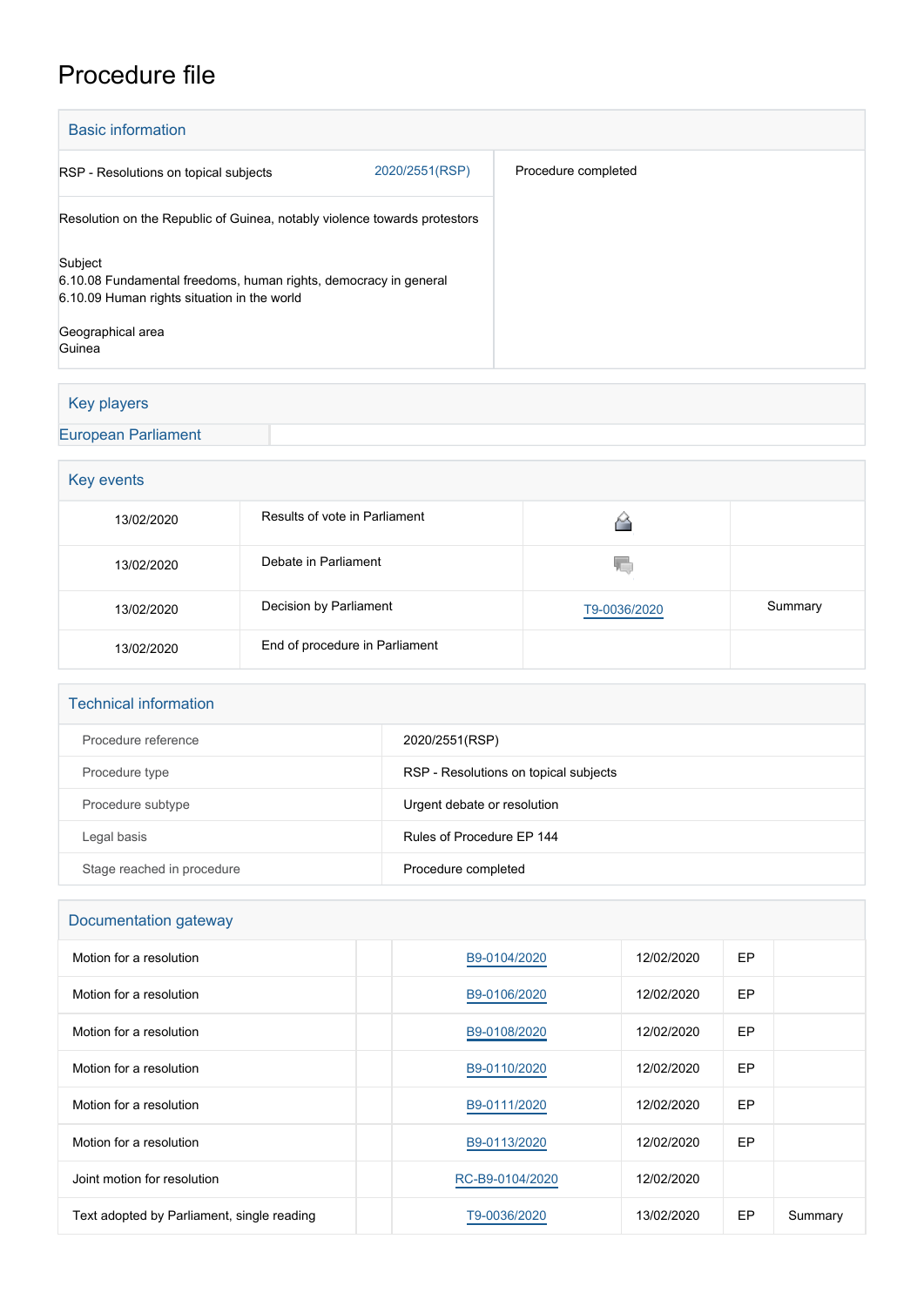# Procedure file

## Basic information

| | | |
|---|---|---|
| RSP - Resolutions on topical subjects | 2020/2551(RSP) | Procedure completed |
| Resolution on the Republic of Guinea, notably violence towards protestors | | |

Subject
6.10.08 Fundamental freedoms, human rights, democracy in general
6.10.09 Human rights situation in the world

Geographical area
Guinea

## Key players

European Parliament

## Key events

| | | | |
|---|---|---|---|
| 13/02/2020 | Results of vote in Parliament | | |
| 13/02/2020 | Debate in Parliament | | |
| 13/02/2020 | Decision by Parliament | T9-0036/2020 | Summary |
| 13/02/2020 | End of procedure in Parliament | | |

## Technical information

| | |
|---|---|
| Procedure reference | 2020/2551(RSP) |
| Procedure type | RSP - Resolutions on topical subjects |
| Procedure subtype | Urgent debate or resolution |
| Legal basis | Rules of Procedure EP 144 |
| Stage reached in procedure | Procedure completed |

## Documentation gateway

| | | | | | |
|---|---|---|---|---|---|
| Motion for a resolution | | B9-0104/2020 | 12/02/2020 | EP | |
| Motion for a resolution | | B9-0106/2020 | 12/02/2020 | EP | |
| Motion for a resolution | | B9-0108/2020 | 12/02/2020 | EP | |
| Motion for a resolution | | B9-0110/2020 | 12/02/2020 | EP | |
| Motion for a resolution | | B9-0111/2020 | 12/02/2020 | EP | |
| Motion for a resolution | | B9-0113/2020 | 12/02/2020 | EP | |
| Joint motion for resolution | | RC-B9-0104/2020 | 12/02/2020 | | |
| Text adopted by Parliament, single reading | | T9-0036/2020 | 13/02/2020 | EP | Summary |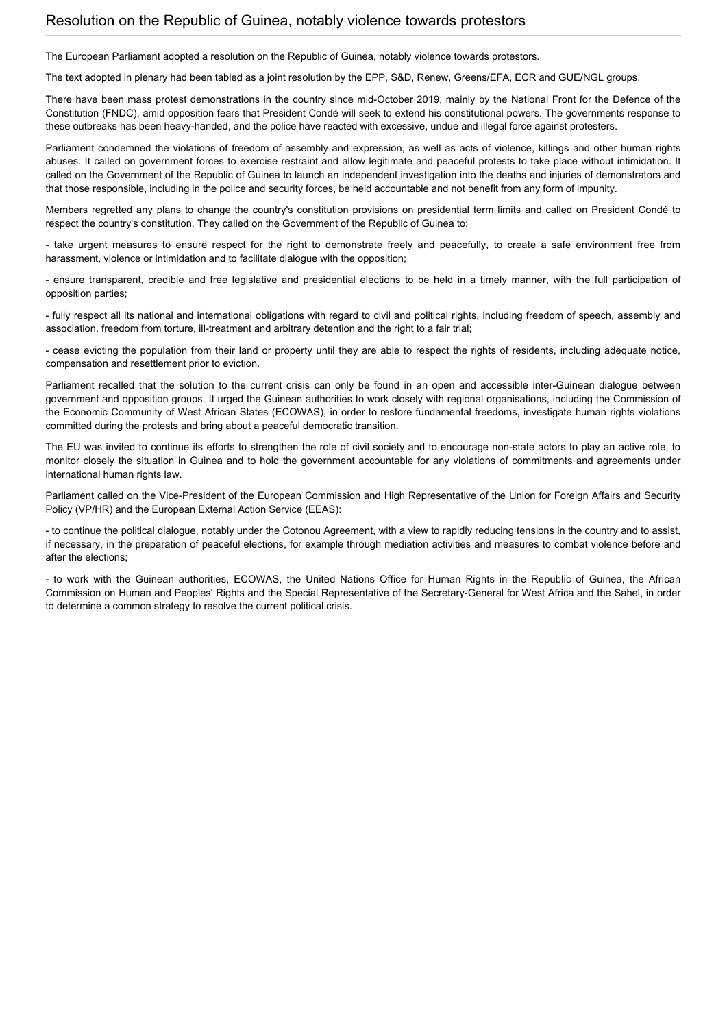# Resolution on the Republic of Guinea, notably violence towards protestors

The European Parliament adopted a resolution on the Republic of Guinea, notably violence towards protestors.

The text adopted in plenary had been tabled as a joint resolution by the EPP, S&D, Renew, Greens/EFA, ECR and GUE/NGL groups.

There have been mass protest demonstrations in the country since mid-October 2019, mainly by the National Front for the Defence of the Constitution (FNDC), amid opposition fears that President Condé will seek to extend his constitutional powers. The governments response to these outbreaks has been heavy-handed, and the police have reacted with excessive, undue and illegal force against protesters.

Parliament condemned the violations of freedom of assembly and expression, as well as acts of violence, killings and other human rights abuses. It called on government forces to exercise restraint and allow legitimate and peaceful protests to take place without intimidation. It called on the Government of the Republic of Guinea to launch an independent investigation into the deaths and injuries of demonstrators and that those responsible, including in the police and security forces, be held accountable and not benefit from any form of impunity.

Members regretted any plans to change the country's constitution provisions on presidential term limits and called on President Condé to respect the country's constitution. They called on the Government of the Republic of Guinea to:

- take urgent measures to ensure respect for the right to demonstrate freely and peacefully, to create a safe environment free from harassment, violence or intimidation and to facilitate dialogue with the opposition;
- ensure transparent, credible and free legislative and presidential elections to be held in a timely manner, with the full participation of opposition parties;
- fully respect all its national and international obligations with regard to civil and political rights, including freedom of speech, assembly and association, freedom from torture, ill-treatment and arbitrary detention and the right to a fair trial;
- cease evicting the population from their land or property until they are able to respect the rights of residents, including adequate notice, compensation and resettlement prior to eviction.

Parliament recalled that the solution to the current crisis can only be found in an open and accessible inter-Guinean dialogue between government and opposition groups. It urged the Guinean authorities to work closely with regional organisations, including the Commission of the Economic Community of West African States (ECOWAS), in order to restore fundamental freedoms, investigate human rights violations committed during the protests and bring about a peaceful democratic transition.

The EU was invited to continue its efforts to strengthen the role of civil society and to encourage non-state actors to play an active role, to monitor closely the situation in Guinea and to hold the government accountable for any violations of commitments and agreements under international human rights law.

Parliament called on the Vice-President of the European Commission and High Representative of the Union for Foreign Affairs and Security Policy (VP/HR) and the European External Action Service (EEAS):

- to continue the political dialogue, notably under the Cotonou Agreement, with a view to rapidly reducing tensions in the country and to assist, if necessary, in the preparation of peaceful elections, for example through mediation activities and measures to combat violence before and after the elections;
- to work with the Guinean authorities, ECOWAS, the United Nations Office for Human Rights in the Republic of Guinea, the African Commission on Human and Peoples' Rights and the Special Representative of the Secretary-General for West Africa and the Sahel, in order to determine a common strategy to resolve the current political crisis.